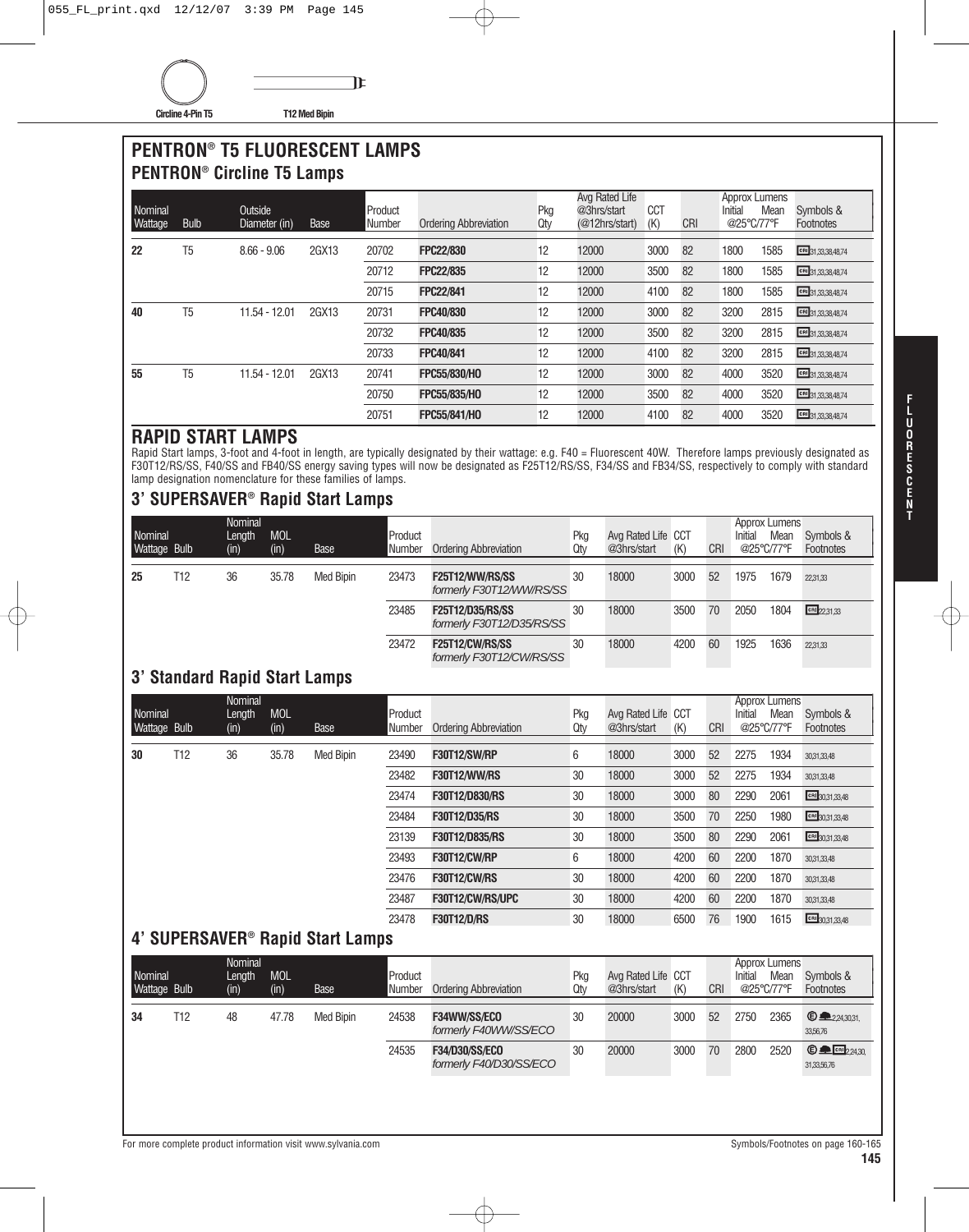Circline 4-Pin T5

T12 Med Bipin

# PENTRON® T5 FLUORESCENT LAMPS

## PENTRON® Circline T5 Lamps

| Nominal Wattage | Bulb | Outside Diameter (in) | Base | Product Number | Ordering Abbreviation | Pkg Qty | Avg Rated Life @3hrs/start (@12hrs/start) | CCT (K) | CRI | Approx Lumens Initial @25°C/77°F | Approx Lumens Mean @25°C/77°F | Symbols & Footnotes |
|---|---|---|---|---|---|---|---|---|---|---|---|---|
| 22 | T5 | 8.66 - 9.06 | 2GX13 | 20702 | **FPC22/830** | 12 | 12000 | 3000 | 82 | 1800 | 1585 | CRI 31,33,38,48,74 |
| | | | | 20712 | **FPC22/835** | 12 | 12000 | 3500 | 82 | 1800 | 1585 | CRI 31,33,38,48,74 |
| | | | | 20715 | **FPC22/841** | 12 | 12000 | 4100 | 82 | 1800 | 1585 | CRI 31,33,38,48,74 |
| 40 | T5 | 11.54 - 12.01 | 2GX13 | 20731 | **FPC40/830** | 12 | 12000 | 3000 | 82 | 3200 | 2815 | CRI 31,33,38,48,74 |
| | | | | 20732 | **FPC40/835** | 12 | 12000 | 3500 | 82 | 3200 | 2815 | CRI 31,33,38,48,74 |
| | | | | 20733 | **FPC40/841** | 12 | 12000 | 4100 | 82 | 3200 | 2815 | CRI 31,33,38,48,74 |
| 55 | T5 | 11.54 - 12.01 | 2GX13 | 20741 | **FPC55/830/HO** | 12 | 12000 | 3000 | 82 | 4000 | 3520 | CRI 31,33,38,48,74 |
| | | | | 20750 | **FPC55/835/HO** | 12 | 12000 | 3500 | 82 | 4000 | 3520 | CRI 31,33,38,48,74 |
| | | | | 20751 | **FPC55/841/HO** | 12 | 12000 | 4100 | 82 | 4000 | 3520 | CRI 31,33,38,48,74 |

# RAPID START LAMPS

Rapid Start lamps, 3-foot and 4-foot in length, are typically designated by their wattage: e.g. F40 = Fluorescent 40W. Therefore lamps previously designated as F30T12/RS/SS, F40/SS and FB40/SS energy saving types will now be designated as F25T12/RS/SS, F34/SS and FB34/SS, respectively to comply with standard lamp designation nomenclature for these families of lamps.

## 3' SUPERSAVER® Rapid Start Lamps

| Nominal Wattage | Bulb | Nominal Length (in) | MOL (in) | Base | Product Number | Ordering Abbreviation | Pkg Qty | Avg Rated Life @3hrs/start | CCT (K) | CRI | Approx Lumens Initial @25°C/77°F | Approx Lumens Mean @25°C/77°F | Symbols & Footnotes |
|---|---|---|---|---|---|---|---|---|---|---|---|---|---|
| 25 | T12 | 36 | 35.78 | Med Bipin | 23473 | **F25T12/WW/RS/SS** *formerly F30T12/WW/RS/SS* | 30 | 18000 | 3000 | 52 | 1975 | 1679 | 22,31,33 |
| | | | | | 23485 | **F25T12/D35/RS/SS** *formerly F30T12/D35/RS/SS* | 30 | 18000 | 3500 | 70 | 2050 | 1804 | CRI 22,31,33 |
| | | | | | 23472 | **F25T12/CW/RS/SS** *formerly F30T12/CW/RS/SS* | 30 | 18000 | 4200 | 60 | 1925 | 1636 | 22,31,33 |

## 3' Standard Rapid Start Lamps

| Nominal Wattage | Bulb | Nominal Length (in) | MOL (in) | Base | Product Number | Ordering Abbreviation | Pkg Qty | Avg Rated Life @3hrs/start | CCT (K) | CRI | Approx Lumens Initial @25°C/77°F | Approx Lumens Mean @25°C/77°F | Symbols & Footnotes |
|---|---|---|---|---|---|---|---|---|---|---|---|---|---|
| 30 | T12 | 36 | 35.78 | Med Bipin | 23490 | **F30T12/SW/RP** | 6 | 18000 | 3000 | 52 | 2275 | 1934 | 30,31,33,48 |
| | | | | | 23482 | **F30T12/WW/RS** | 30 | 18000 | 3000 | 52 | 2275 | 1934 | 30,31,33,48 |
| | | | | | 23474 | **F30T12/D830/RS** | 30 | 18000 | 3000 | 80 | 2290 | 2061 | CRI 30,31,33,48 |
| | | | | | 23484 | **F30T12/D35/RS** | 30 | 18000 | 3500 | 70 | 2250 | 1980 | CRI 30,31,33,48 |
| | | | | | 23139 | **F30T12/D835/RS** | 30 | 18000 | 3500 | 80 | 2290 | 2061 | CRI 30,31,33,48 |
| | | | | | 23493 | **F30T12/CW/RP** | 6 | 18000 | 4200 | 60 | 2200 | 1870 | 30,31,33,48 |
| | | | | | 23476 | **F30T12/CW/RS** | 30 | 18000 | 4200 | 60 | 2200 | 1870 | 30,31,33,48 |
| | | | | | 23487 | **F30T12/CW/RS/UPC** | 30 | 18000 | 4200 | 60 | 2200 | 1870 | 30,31,33,48 |
| | | | | | 23478 | **F30T12/D/RS** | 30 | 18000 | 6500 | 76 | 1900 | 1615 | CRI 30,31,33,48 |

## 4' SUPERSAVER® Rapid Start Lamps

| Nominal Wattage | Bulb | Nominal Length (in) | MOL (in) | Base | Product Number | Ordering Abbreviation | Pkg Qty | Avg Rated Life @3hrs/start | CCT (K) | CRI | Approx Lumens Initial @25°C/77°F | Approx Lumens Mean @25°C/77°F | Symbols & Footnotes |
|---|---|---|---|---|---|---|---|---|---|---|---|---|---|
| 34 | T12 | 48 | 47.78 | Med Bipin | 24538 | **F34WW/SS/ECO** *formerly F40WW/SS/ECO* | 30 | 20000 | 3000 | 52 | 2750 | 2365 | E 2,24,30,31,33,56,76 |
| | | | | | 24535 | **F34/D30/SS/ECO** *formerly F40/D30/SS/ECO* | 30 | 20000 | 3000 | 70 | 2800 | 2520 | E CRI 2,24,30,31,33,56,76 |

For more complete product information visit www.sylvania.com

Symbols/Footnotes on page 160-165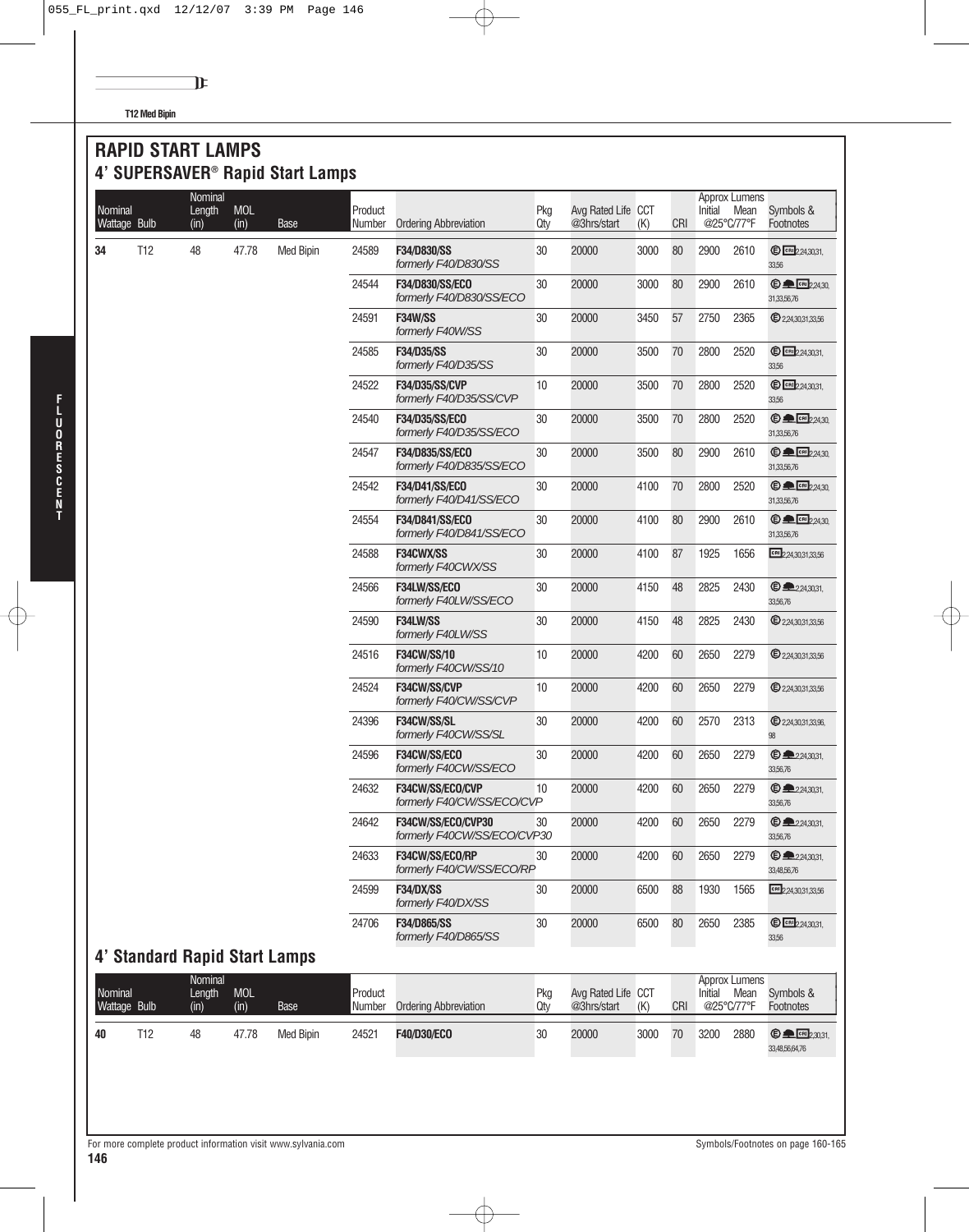T12 Med Bipin

# RAPID START LAMPS

## 4' SUPERSAVER® Rapid Start Lamps

| Nominal Wattage | Bulb | Nominal Length (in) | MOL (in) | Base | Product Number | Ordering Abbreviation | Pkg Qty | Avg Rated Life @3hrs/start | CCT (K) | CRI | Approx Lumens Initial @25°C/77°F | Approx Lumens Mean @25°C/77°F | Symbols & Footnotes |
|---|---|---|---|---|---|---|---|---|---|---|---|---|---|
| **34** | T12 | 48 | 47.78 | Med Bipin | 24589 | **F34/D830/SS** *formerly F40/D830/SS* | 30 | 20000 | 3000 | 80 | 2900 | 2610 | 2,24,30,31, 33,56 |
| | | | | | 24544 | **F34/D830/SS/ECO** *formerly F40/D830/SS/ECO* | 30 | 20000 | 3000 | 80 | 2900 | 2610 | 2,24,30, 31,33,56,76 |
| | | | | | 24591 | **F34W/SS** *formerly F40W/SS* | 30 | 20000 | 3450 | 57 | 2750 | 2365 | 2,24,30,31,33,56 |
| | | | | | 24585 | **F34/D35/SS** *formerly F40/D35/SS* | 30 | 20000 | 3500 | 70 | 2800 | 2520 | 2,24,30,31, 33,56 |
| | | | | | 24522 | **F34/D35/SS/CVP** *formerly F40/D35/SS/CVP* | 10 | 20000 | 3500 | 70 | 2800 | 2520 | 2,24,30,31, 33,56 |
| | | | | | 24540 | **F34/D35/SS/ECO** *formerly F40/D35/SS/ECO* | 30 | 20000 | 3500 | 70 | 2800 | 2520 | 2,24,30, 31,33,56,76 |
| | | | | | 24547 | **F34/D835/SS/ECO** *formerly F40/D835/SS/ECO* | 30 | 20000 | 3500 | 80 | 2900 | 2610 | 2,24,30, 31,33,56,76 |
| | | | | | 24542 | **F34/D41/SS/ECO** *formerly F40/D41/SS/ECO* | 30 | 20000 | 4100 | 70 | 2800 | 2520 | 2,24,30, 31,33,56,76 |
| | | | | | 24554 | **F34/D841/SS/ECO** *formerly F40/D841/SS/ECO* | 30 | 20000 | 4100 | 80 | 2900 | 2610 | 2,24,30, 31,33,56,76 |
| | | | | | 24588 | **F34CWX/SS** *formerly F40CWX/SS* | 30 | 20000 | 4100 | 87 | 1925 | 1656 | 2,24,30,31,33,56 |
| | | | | | 24566 | **F34LW/SS/ECO** *formerly F40LW/SS/ECO* | 30 | 20000 | 4150 | 48 | 2825 | 2430 | 2,24,30,31, 33,56,76 |
| | | | | | 24590 | **F34LW/SS** *formerly F40LW/SS* | 30 | 20000 | 4150 | 48 | 2825 | 2430 | 2,24,30,31,33,56 |
| | | | | | 24516 | **F34CW/SS/10** *formerly F40CW/SS/10* | 10 | 20000 | 4200 | 60 | 2650 | 2279 | 2,24,30,31,33,56 |
| | | | | | 24524 | **F34CW/SS/CVP** *formerly F40/CW/SS/CVP* | 10 | 20000 | 4200 | 60 | 2650 | 2279 | 2,24,30,31,33,56 |
| | | | | | 24396 | **F34CW/SS/SL** *formerly F40CW/SS/SL* | 30 | 20000 | 4200 | 60 | 2570 | 2313 | 2,24,30,31,33,96, 98 |
| | | | | | 24596 | **F34CW/SS/ECO** *formerly F40CW/SS/ECO* | 30 | 20000 | 4200 | 60 | 2650 | 2279 | 2,24,30,31, 33,56,76 |
| | | | | | 24632 | **F34CW/SS/ECO/CVP** *formerly F40/CW/SS/ECO/CVP* | 10 | 20000 | 4200 | 60 | 2650 | 2279 | 2,24,30,31, 33,56,76 |
| | | | | | 24642 | **F34CW/SS/ECO/CVP30** *formerly F40CW/SS/ECO/CVP30* | 30 | 20000 | 4200 | 60 | 2650 | 2279 | 2,24,30,31, 33,56,76 |
| | | | | | 24633 | **F34CW/SS/ECO/RP** *formerly F40/CW/SS/ECO/RP* | 30 | 20000 | 4200 | 60 | 2650 | 2279 | 2,24,30,31, 33,48,56,76 |
| | | | | | 24599 | **F34/DX/SS** *formerly F40/DX/SS* | 30 | 20000 | 6500 | 88 | 1930 | 1565 | 2,24,30,31,33,56 |
| | | | | | 24706 | **F34/D865/SS** *formerly F40/D865/SS* | 30 | 20000 | 6500 | 80 | 2650 | 2385 | 2,24,30,31, 33,56 |

## 4' Standard Rapid Start Lamps

| Nominal Wattage | Bulb | Nominal Length (in) | MOL (in) | Base | Product Number | Ordering Abbreviation | Pkg Qty | Avg Rated Life @3hrs/start | CCT (K) | CRI | Approx Lumens Initial @25°C/77°F | Approx Lumens Mean @25°C/77°F | Symbols & Footnotes |
|---|---|---|---|---|---|---|---|---|---|---|---|---|---|
| **40** | T12 | 48 | 47.78 | Med Bipin | 24521 | **F40/D30/ECO** | 30 | 20000 | 3000 | 70 | 3200 | 2880 | 2,30,31, 33,48,56,64,76 |

For more complete product information visit www.sylvania.com

Symbols/Footnotes on page 160-165